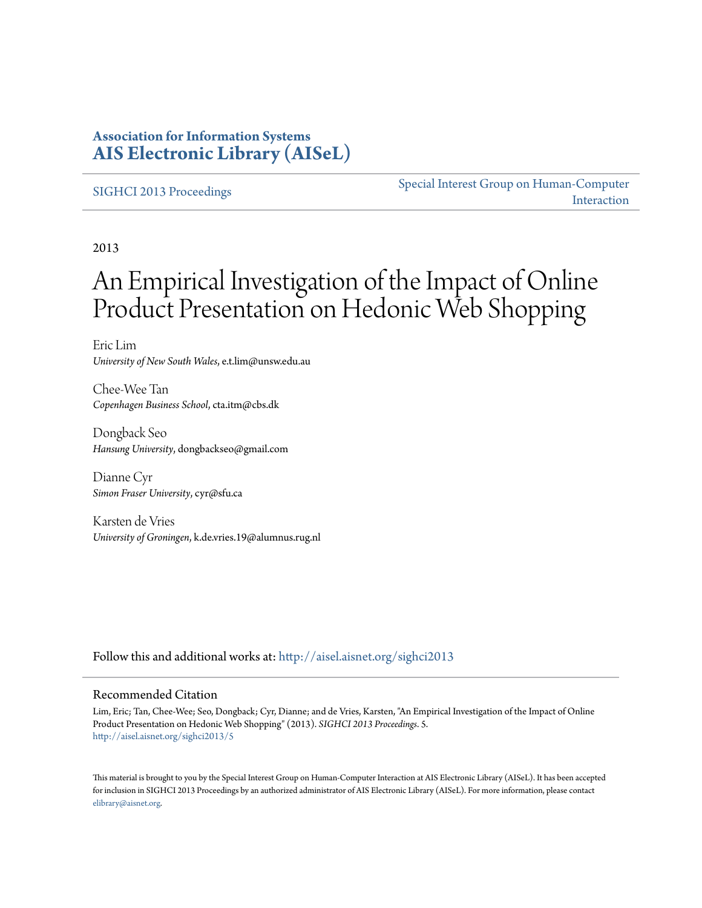**Association for Information Systems**
**AIS Electronic Library (AISeL)**

SIGHCI 2013 Proceedings

Special Interest Group on Human-Computer Interaction

2013

# An Empirical Investigation of the Impact of Online Product Presentation on Hedonic Web Shopping

Eric Lim
*University of New South Wales*, e.t.lim@unsw.edu.au

Chee-Wee Tan
*Copenhagen Business School*, cta.itm@cbs.dk

Dongback Seo
*Hansung University*, dongbackseo@gmail.com

Dianne Cyr
*Simon Fraser University*, cyr@sfu.ca

Karsten de Vries
*University of Groningen*, k.de.vries.19@alumnus.rug.nl

Follow this and additional works at: http://aisel.aisnet.org/sighci2013

## Recommended Citation

Lim, Eric; Tan, Chee-Wee; Seo, Dongback; Cyr, Dianne; and de Vries, Karsten, "An Empirical Investigation of the Impact of Online Product Presentation on Hedonic Web Shopping" (2013). *SIGHCI 2013 Proceedings*. 5.
http://aisel.aisnet.org/sighci2013/5

This material is brought to you by the Special Interest Group on Human-Computer Interaction at AIS Electronic Library (AISeL). It has been accepted for inclusion in SIGHCI 2013 Proceedings by an authorized administrator of AIS Electronic Library (AISeL). For more information, please contact elibrary@aisnet.org.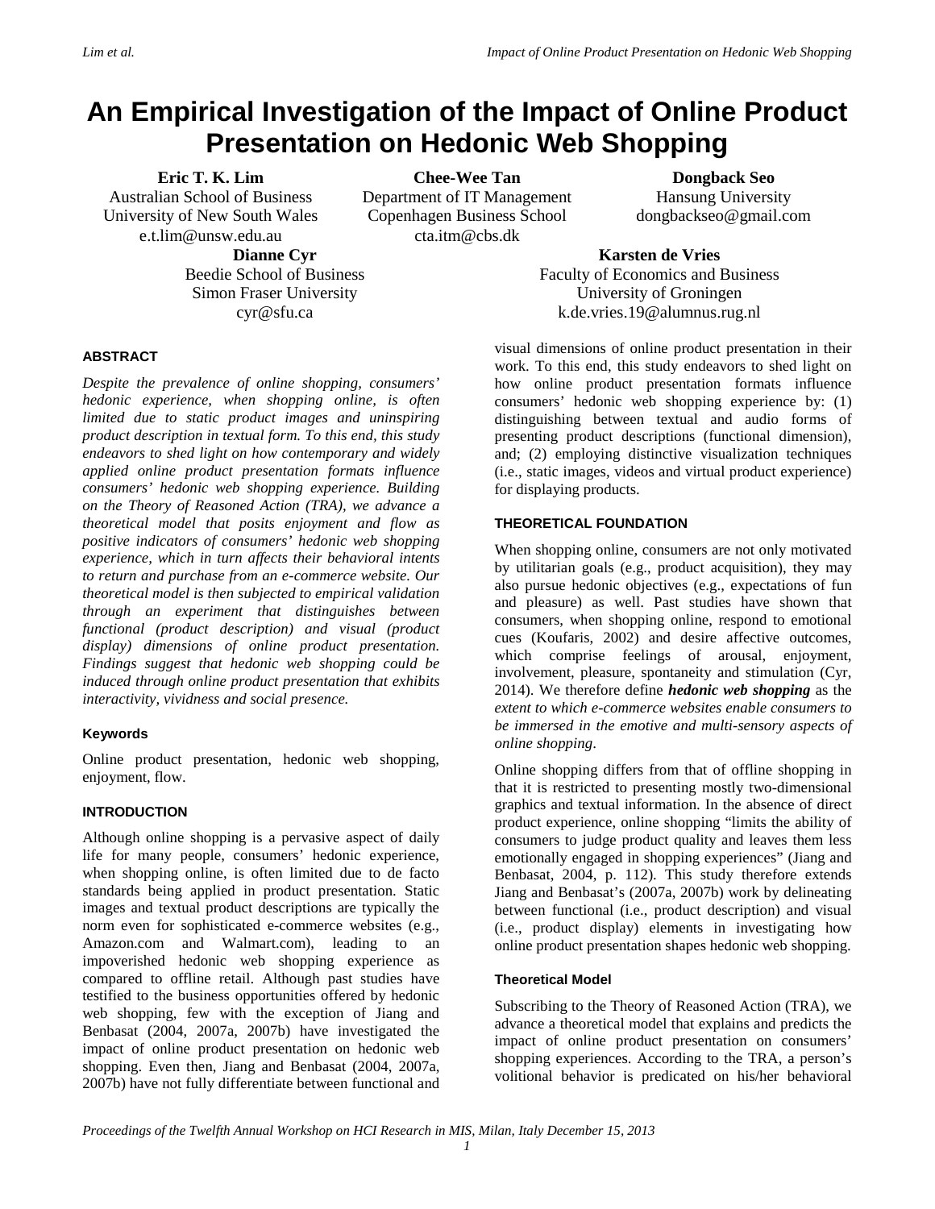# An Empirical Investigation of the Impact of Online Product Presentation on Hedonic Web Shopping

**Eric T. K. Lim**
Australian School of Business
University of New South Wales
e.t.lim@unsw.edu.au

**Chee-Wee Tan**
Department of IT Management
Copenhagen Business School
cta.itm@cbs.dk

**Dongback Seo**
Hansung University
dongbackseo@gmail.com

**Dianne Cyr**
Beedie School of Business
Simon Fraser University
cyr@sfu.ca

**Karsten de Vries**
Faculty of Economics and Business
University of Groningen
k.de.vries.19@alumnus.rug.nl

## ABSTRACT

*Despite the prevalence of online shopping, consumers' hedonic experience, when shopping online, is often limited due to static product images and uninspiring product description in textual form. To this end, this study endeavors to shed light on how contemporary and widely applied online product presentation formats influence consumers' hedonic web shopping experience. Building on the Theory of Reasoned Action (TRA), we advance a theoretical model that posits enjoyment and flow as positive indicators of consumers' hedonic web shopping experience, which in turn affects their behavioral intents to return and purchase from an e-commerce website. Our theoretical model is then subjected to empirical validation through an experiment that distinguishes between functional (product description) and visual (product display) dimensions of online product presentation. Findings suggest that hedonic web shopping could be induced through online product presentation that exhibits interactivity, vividness and social presence.*

### Keywords

Online product presentation, hedonic web shopping, enjoyment, flow.

## INTRODUCTION

Although online shopping is a pervasive aspect of daily life for many people, consumers' hedonic experience, when shopping online, is often limited due to de facto standards being applied in product presentation. Static images and textual product descriptions are typically the norm even for sophisticated e-commerce websites (e.g., Amazon.com and Walmart.com), leading to an impoverished hedonic web shopping experience as compared to offline retail. Although past studies have testified to the business opportunities offered by hedonic web shopping, few with the exception of Jiang and Benbasat (2004, 2007a, 2007b) have investigated the impact of online product presentation on hedonic web shopping. Even then, Jiang and Benbasat (2004, 2007a, 2007b) have not fully differentiate between functional and visual dimensions of online product presentation in their work. To this end, this study endeavors to shed light on how online product presentation formats influence consumers' hedonic web shopping experience by: (1) distinguishing between textual and audio forms of presenting product descriptions (functional dimension), and; (2) employing distinctive visualization techniques (i.e., static images, videos and virtual product experience) for displaying products.

## THEORETICAL FOUNDATION

When shopping online, consumers are not only motivated by utilitarian goals (e.g., product acquisition), they may also pursue hedonic objectives (e.g., expectations of fun and pleasure) as well. Past studies have shown that consumers, when shopping online, respond to emotional cues (Koufaris, 2002) and desire affective outcomes, which comprise feelings of arousal, enjoyment, involvement, pleasure, spontaneity and stimulation (Cyr, 2014). We therefore define ***hedonic web shopping*** as the *extent to which e-commerce websites enable consumers to be immersed in the emotive and multi-sensory aspects of online shopping*.

Online shopping differs from that of offline shopping in that it is restricted to presenting mostly two-dimensional graphics and textual information. In the absence of direct product experience, online shopping "limits the ability of consumers to judge product quality and leaves them less emotionally engaged in shopping experiences" (Jiang and Benbasat, 2004, p. 112). This study therefore extends Jiang and Benbasat's (2007a, 2007b) work by delineating between functional (i.e., product description) and visual (i.e., product display) elements in investigating how online product presentation shapes hedonic web shopping.

### Theoretical Model

Subscribing to the Theory of Reasoned Action (TRA), we advance a theoretical model that explains and predicts the impact of online product presentation on consumers' shopping experiences. According to the TRA, a person's volitional behavior is predicated on his/her behavioral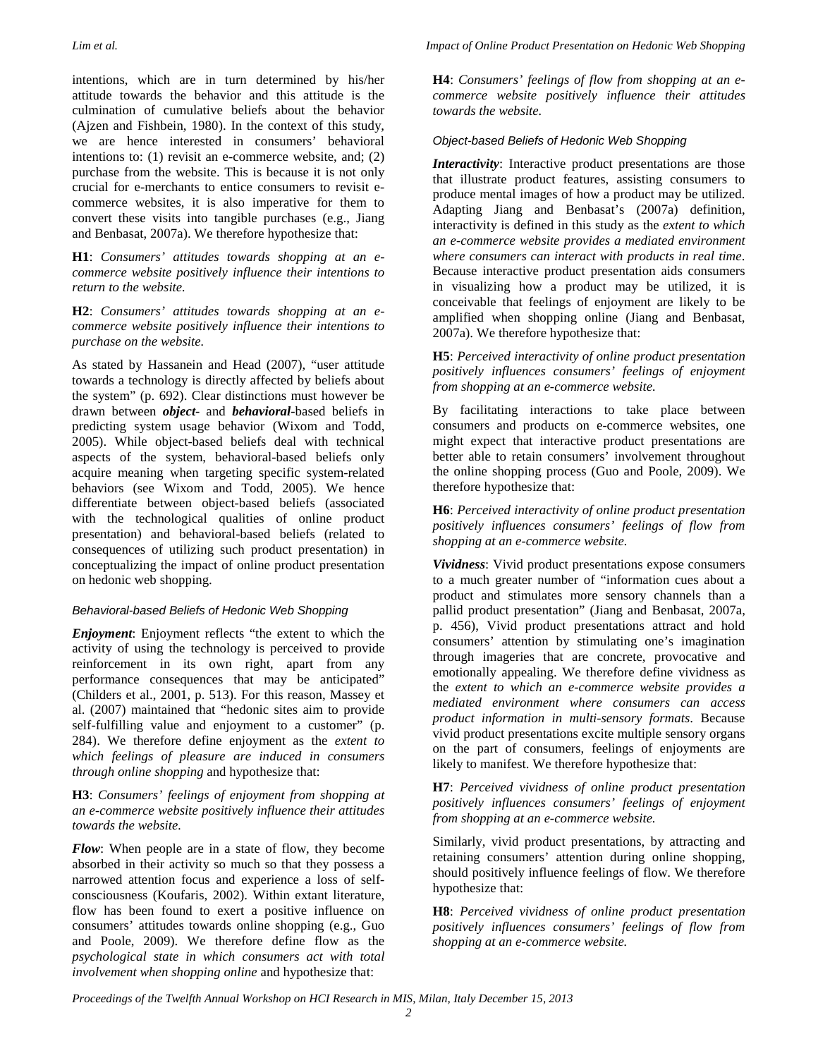intentions, which are in turn determined by his/her attitude towards the behavior and this attitude is the culmination of cumulative beliefs about the behavior (Ajzen and Fishbein, 1980). In the context of this study, we are hence interested in consumers' behavioral intentions to: (1) revisit an e-commerce website, and; (2) purchase from the website. This is because it is not only crucial for e-merchants to entice consumers to revisit e-commerce websites, it is also imperative for them to convert these visits into tangible purchases (e.g., Jiang and Benbasat, 2007a). We therefore hypothesize that:

**H1**: *Consumers' attitudes towards shopping at an e-commerce website positively influence their intentions to return to the website.*

**H2**: *Consumers' attitudes towards shopping at an e-commerce website positively influence their intentions to purchase on the website.*

As stated by Hassanein and Head (2007), "user attitude towards a technology is directly affected by beliefs about the system" (p. 692). Clear distinctions must however be drawn between ***object***- and ***behavioral***-based beliefs in predicting system usage behavior (Wixom and Todd, 2005). While object-based beliefs deal with technical aspects of the system, behavioral-based beliefs only acquire meaning when targeting specific system-related behaviors (see Wixom and Todd, 2005). We hence differentiate between object-based beliefs (associated with the technological qualities of online product presentation) and behavioral-based beliefs (related to consequences of utilizing such product presentation) in conceptualizing the impact of online product presentation on hedonic web shopping.

### *Behavioral-based Beliefs of Hedonic Web Shopping*

***Enjoyment***: Enjoyment reflects "the extent to which the activity of using the technology is perceived to provide reinforcement in its own right, apart from any performance consequences that may be anticipated" (Childers et al., 2001, p. 513). For this reason, Massey et al. (2007) maintained that "hedonic sites aim to provide self-fulfilling value and enjoyment to a customer" (p. 284). We therefore define enjoyment as the *extent to which feelings of pleasure are induced in consumers through online shopping* and hypothesize that:

**H3**: *Consumers' feelings of enjoyment from shopping at an e-commerce website positively influence their attitudes towards the website.*

***Flow***: When people are in a state of flow, they become absorbed in their activity so much so that they possess a narrowed attention focus and experience a loss of self-consciousness (Koufaris, 2002). Within extant literature, flow has been found to exert a positive influence on consumers' attitudes towards online shopping (e.g., Guo and Poole, 2009). We therefore define flow as the *psychological state in which consumers act with total involvement when shopping online* and hypothesize that:

**H4**: *Consumers' feelings of flow from shopping at an e-commerce website positively influence their attitudes towards the website.*

### *Object-based Beliefs of Hedonic Web Shopping*

***Interactivity***: Interactive product presentations are those that illustrate product features, assisting consumers to produce mental images of how a product may be utilized. Adapting Jiang and Benbasat's (2007a) definition, interactivity is defined in this study as the *extent to which an e-commerce website provides a mediated environment where consumers can interact with products in real time*. Because interactive product presentation aids consumers in visualizing how a product may be utilized, it is conceivable that feelings of enjoyment are likely to be amplified when shopping online (Jiang and Benbasat, 2007a). We therefore hypothesize that:

**H5**: *Perceived interactivity of online product presentation positively influences consumers' feelings of enjoyment from shopping at an e-commerce website.*

By facilitating interactions to take place between consumers and products on e-commerce websites, one might expect that interactive product presentations are better able to retain consumers' involvement throughout the online shopping process (Guo and Poole, 2009). We therefore hypothesize that:

**H6**: *Perceived interactivity of online product presentation positively influences consumers' feelings of flow from shopping at an e-commerce website.*

***Vividness***: Vivid product presentations expose consumers to a much greater number of "information cues about a product and stimulates more sensory channels than a pallid product presentation" (Jiang and Benbasat, 2007a, p. 456), Vivid product presentations attract and hold consumers' attention by stimulating one's imagination through imageries that are concrete, provocative and emotionally appealing. We therefore define vividness as the *extent to which an e-commerce website provides a mediated environment where consumers can access product information in multi-sensory formats*. Because vivid product presentations excite multiple sensory organs on the part of consumers, feelings of enjoyments are likely to manifest. We therefore hypothesize that:

**H7**: *Perceived vividness of online product presentation positively influences consumers' feelings of enjoyment from shopping at an e-commerce website.*

Similarly, vivid product presentations, by attracting and retaining consumers' attention during online shopping, should positively influence feelings of flow. We therefore hypothesize that:

**H8**: *Perceived vividness of online product presentation positively influences consumers' feelings of flow from shopping at an e-commerce website.*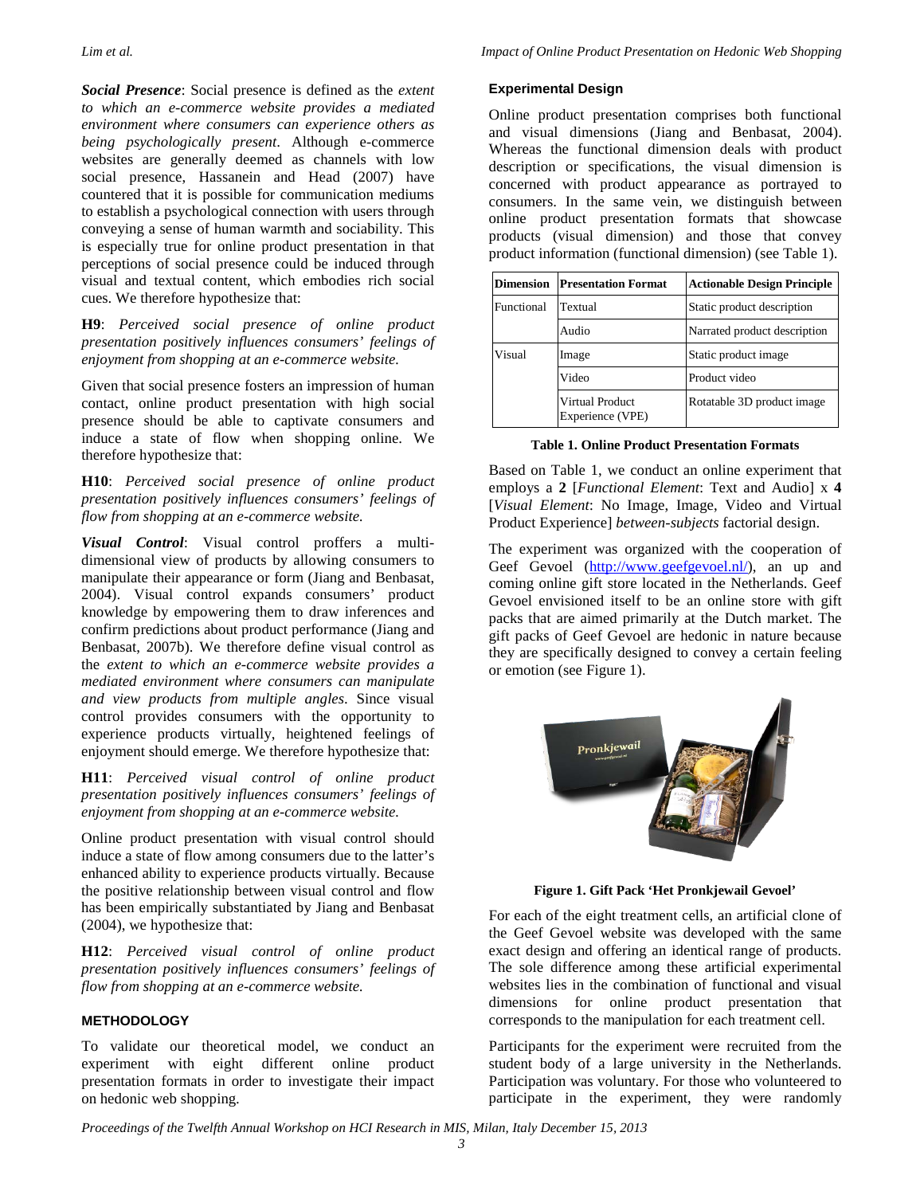***Social Presence***: Social presence is defined as the *extent to which an e-commerce website provides a mediated environment where consumers can experience others as being psychologically present*. Although e-commerce websites are generally deemed as channels with low social presence, Hassanein and Head (2007) have countered that it is possible for communication mediums to establish a psychological connection with users through conveying a sense of human warmth and sociability. This is especially true for online product presentation in that perceptions of social presence could be induced through visual and textual content, which embodies rich social cues. We therefore hypothesize that:

**H9**: *Perceived social presence of online product presentation positively influences consumers' feelings of enjoyment from shopping at an e-commerce website.*

Given that social presence fosters an impression of human contact, online product presentation with high social presence should be able to captivate consumers and induce a state of flow when shopping online. We therefore hypothesize that:

**H10**: *Perceived social presence of online product presentation positively influences consumers' feelings of flow from shopping at an e-commerce website.*

***Visual Control***: Visual control proffers a multi-dimensional view of products by allowing consumers to manipulate their appearance or form (Jiang and Benbasat, 2004). Visual control expands consumers' product knowledge by empowering them to draw inferences and confirm predictions about product performance (Jiang and Benbasat, 2007b). We therefore define visual control as the *extent to which an e-commerce website provides a mediated environment where consumers can manipulate and view products from multiple angles*. Since visual control provides consumers with the opportunity to experience products virtually, heightened feelings of enjoyment should emerge. We therefore hypothesize that:

**H11**: *Perceived visual control of online product presentation positively influences consumers' feelings of enjoyment from shopping at an e-commerce website.*

Online product presentation with visual control should induce a state of flow among consumers due to the latter's enhanced ability to experience products virtually. Because the positive relationship between visual control and flow has been empirically substantiated by Jiang and Benbasat (2004), we hypothesize that:

**H12**: *Perceived visual control of online product presentation positively influences consumers' feelings of flow from shopping at an e-commerce website.*

## METHODOLOGY

To validate our theoretical model, we conduct an experiment with eight different online product presentation formats in order to investigate their impact on hedonic web shopping.

### Experimental Design

Online product presentation comprises both functional and visual dimensions (Jiang and Benbasat, 2004). Whereas the functional dimension deals with product description or specifications, the visual dimension is concerned with product appearance as portrayed to consumers. In the same vein, we distinguish between online product presentation formats that showcase products (visual dimension) and those that convey product information (functional dimension) (see Table 1).

| Dimension | Presentation Format | Actionable Design Principle |
|---|---|---|
| Functional | Textual | Static product description |
| | Audio | Narrated product description |
| Visual | Image | Static product image |
| | Video | Product video |
| | Virtual Product Experience (VPE) | Rotatable 3D product image |

**Table 1. Online Product Presentation Formats**

Based on Table 1, we conduct an online experiment that employs a **2** [*Functional Element*: Text and Audio] x **4** [*Visual Element*: No Image, Image, Video and Virtual Product Experience] *between-subjects* factorial design.

The experiment was organized with the cooperation of Geef Gevoel (http://www.geefgevoel.nl/), an up and coming online gift store located in the Netherlands. Geef Gevoel envisioned itself to be an online store with gift packs that are aimed primarily at the Dutch market. The gift packs of Geef Gevoel are hedonic in nature because they are specifically designed to convey a certain feeling or emotion (see Figure 1).

**Figure 1. Gift Pack 'Het Pronkjewail Gevoel'**

For each of the eight treatment cells, an artificial clone of the Geef Gevoel website was developed with the same exact design and offering an identical range of products. The sole difference among these artificial experimental websites lies in the combination of functional and visual dimensions for online product presentation that corresponds to the manipulation for each treatment cell.

Participants for the experiment were recruited from the student body of a large university in the Netherlands. Participation was voluntary. For those who volunteered to participate in the experiment, they were randomly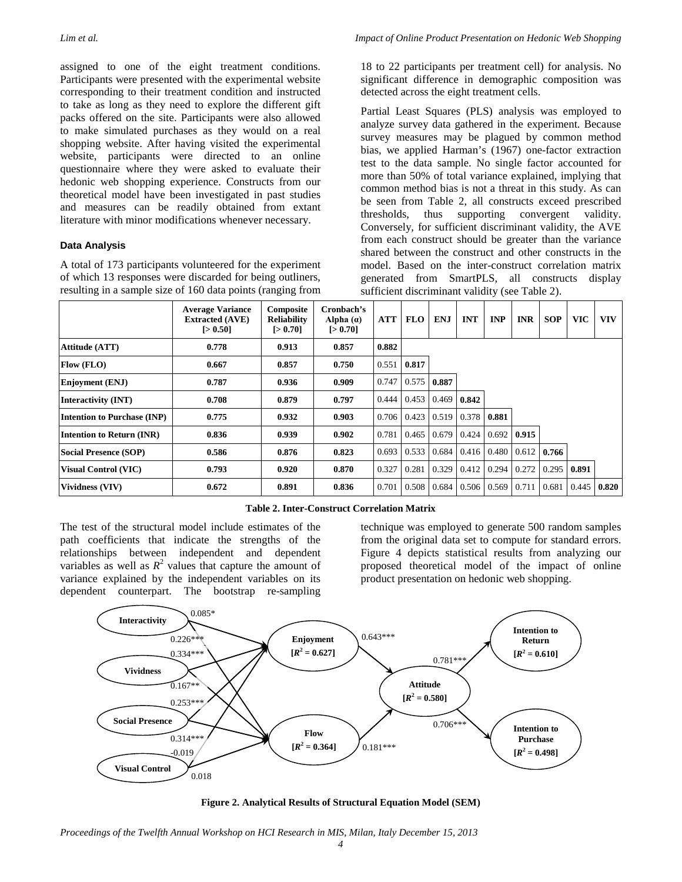assigned to one of the eight treatment conditions. Participants were presented with the experimental website corresponding to their treatment condition and instructed to take as long as they need to explore the different gift packs offered on the site. Participants were also allowed to make simulated purchases as they would on a real shopping website. After having visited the experimental website, participants were directed to an online questionnaire where they were asked to evaluate their hedonic web shopping experience. Constructs from our theoretical model have been investigated in past studies and measures can be readily obtained from extant literature with minor modifications whenever necessary.

### Data Analysis

A total of 173 participants volunteered for the experiment of which 13 responses were discarded for being outliners, resulting in a sample size of 160 data points (ranging from 18 to 22 participants per treatment cell) for analysis. No significant difference in demographic composition was detected across the eight treatment cells.

Partial Least Squares (PLS) analysis was employed to analyze survey data gathered in the experiment. Because survey measures may be plagued by common method bias, we applied Harman's (1967) one-factor extraction test to the data sample. No single factor accounted for more than 50% of total variance explained, implying that common method bias is not a threat in this study. As can be seen from Table 2, all constructs exceed prescribed thresholds, thus supporting convergent validity. Conversely, for sufficient discriminant validity, the AVE from each construct should be greater than the variance shared between the construct and other constructs in the model. Based on the inter-construct correlation matrix generated from SmartPLS, all constructs display sufficient discriminant validity (see Table 2).

| | Average Variance Extracted (AVE) [> 0.50] | Composite Reliability [> 0.70] | Cronbach's Alpha (α) [> 0.70] | ATT | FLO | ENJ | INT | INP | INR | SOP | VIC | VIV |
|---|---|---|---|---|---|---|---|---|---|---|---|---|
| **Attitude (ATT)** | **0.778** | **0.913** | **0.857** | **0.882** | | | | | | | | |
| **Flow (FLO)** | **0.667** | **0.857** | **0.750** | 0.551 | **0.817** | | | | | | | |
| **Enjoyment (ENJ)** | **0.787** | **0.936** | **0.909** | 0.747 | 0.575 | **0.887** | | | | | | |
| **Interactivity (INT)** | **0.708** | **0.879** | **0.797** | 0.444 | 0.453 | 0.469 | **0.842** | | | | | |
| **Intention to Purchase (INP)** | **0.775** | **0.932** | **0.903** | 0.706 | 0.423 | 0.519 | 0.378 | **0.881** | | | | |
| **Intention to Return (INR)** | **0.836** | **0.939** | **0.902** | 0.781 | 0.465 | 0.679 | 0.424 | 0.692 | **0.915** | | | |
| **Social Presence (SOP)** | **0.586** | **0.876** | **0.823** | 0.693 | 0.533 | 0.684 | 0.416 | 0.480 | 0.612 | **0.766** | | |
| **Visual Control (VIC)** | **0.793** | **0.920** | **0.870** | 0.327 | 0.281 | 0.329 | 0.412 | 0.294 | 0.272 | 0.295 | **0.891** | |
| **Vividness (VIV)** | **0.672** | **0.891** | **0.836** | 0.701 | 0.508 | 0.684 | 0.506 | 0.569 | 0.711 | 0.681 | 0.445 | **0.820** |

**Table 2. Inter-Construct Correlation Matrix**

The test of the structural model include estimates of the path coefficients that indicate the strengths of the relationships between independent and dependent variables as well as $R^2$ values that capture the amount of variance explained by the independent variables on its dependent counterpart. The bootstrap re-sampling technique was employed to generate 500 random samples from the original data set to compute for standard errors. Figure 4 depicts statistical results from analyzing our proposed theoretical model of the impact of online product presentation on hedonic web shopping.

**Figure 2. Analytical Results of Structural Equation Model (SEM)**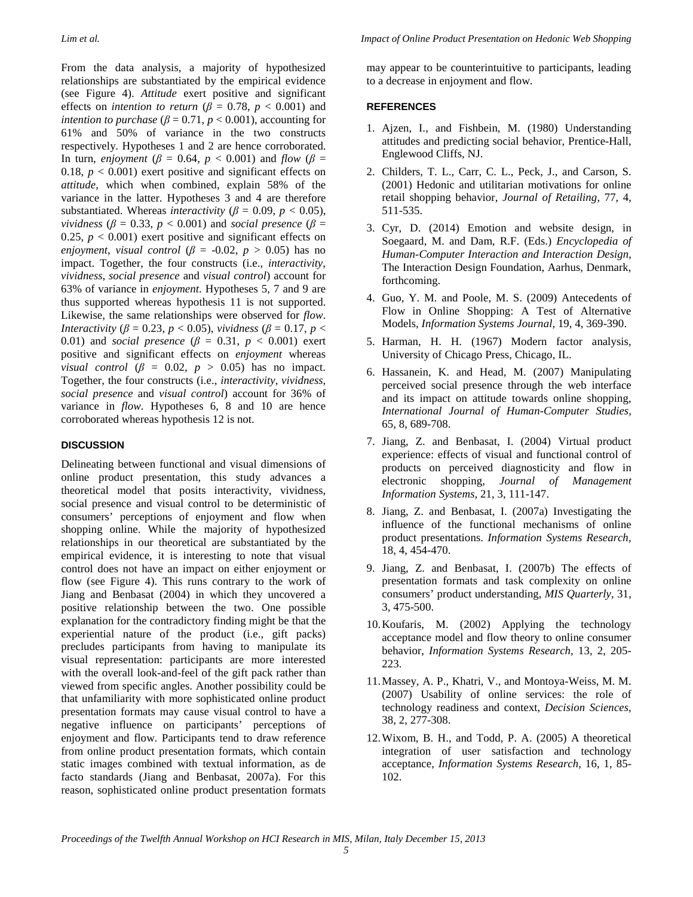From the data analysis, a majority of hypothesized relationships are substantiated by the empirical evidence (see Figure 4). *Attitude* exert positive and significant effects on *intention to return* ($\beta$ = 0.78, $p$ < 0.001) and *intention to purchase* ($\beta$ = 0.71, $p$ < 0.001), accounting for 61% and 50% of variance in the two constructs respectively. Hypotheses 1 and 2 are hence corroborated. In turn, *enjoyment* ($\beta$ = 0.64, $p$ < 0.001) and *flow* ($\beta$ = 0.18, $p$ < 0.001) exert positive and significant effects on *attitude*, which when combined, explain 58% of the variance in the latter. Hypotheses 3 and 4 are therefore substantiated. Whereas *interactivity* ($\beta$ = 0.09, $p$ < 0.05), *vividness* ($\beta$ = 0.33, $p$ < 0.001) and *social presence* ($\beta$ = 0.25, $p$ < 0.001) exert positive and significant effects on *enjoyment*, *visual control* ($\beta$ = -0.02, $p$ > 0.05) has no impact. Together, the four constructs (i.e., *interactivity*, *vividness*, *social presence* and *visual control*) account for 63% of variance in *enjoyment*. Hypotheses 5, 7 and 9 are thus supported whereas hypothesis 11 is not supported. Likewise, the same relationships were observed for *flow*. *Interactivity* ($\beta$ = 0.23, $p$ < 0.05), *vividness* ($\beta$ = 0.17, $p$ < 0.01) and *social presence* ($\beta$ = 0.31, $p$ < 0.001) exert positive and significant effects on *enjoyment* whereas *visual control* ($\beta$ = 0.02, $p$ > 0.05) has no impact. Together, the four constructs (i.e., *interactivity*, *vividness*, *social presence* and *visual control*) account for 36% of variance in *flow*. Hypotheses 6, 8 and 10 are hence corroborated whereas hypothesis 12 is not.

## DISCUSSION

Delineating between functional and visual dimensions of online product presentation, this study advances a theoretical model that posits interactivity, vividness, social presence and visual control to be deterministic of consumers' perceptions of enjoyment and flow when shopping online. While the majority of hypothesized relationships in our theoretical are substantiated by the empirical evidence, it is interesting to note that visual control does not have an impact on either enjoyment or flow (see Figure 4). This runs contrary to the work of Jiang and Benbasat (2004) in which they uncovered a positive relationship between the two. One possible explanation for the contradictory finding might be that the experiential nature of the product (i.e., gift packs) precludes participants from having to manipulate its visual representation: participants are more interested with the overall look-and-feel of the gift pack rather than viewed from specific angles. Another possibility could be that unfamiliarity with more sophisticated online product presentation formats may cause visual control to have a negative influence on participants' perceptions of enjoyment and flow. Participants tend to draw reference from online product presentation formats, which contain static images combined with textual information, as de facto standards (Jiang and Benbasat, 2007a). For this reason, sophisticated online product presentation formats may appear to be counterintuitive to participants, leading to a decrease in enjoyment and flow.

## REFERENCES

1. Ajzen, I., and Fishbein, M. (1980) Understanding attitudes and predicting social behavior, Prentice-Hall, Englewood Cliffs, NJ.
2. Childers, T. L., Carr, C. L., Peck, J., and Carson, S. (2001) Hedonic and utilitarian motivations for online retail shopping behavior, *Journal of Retailing*, 77, 4, 511-535.
3. Cyr, D. (2014) Emotion and website design, in Soegaard, M. and Dam, R.F. (Eds.) *Encyclopedia of Human-Computer Interaction and Interaction Design*, The Interaction Design Foundation, Aarhus, Denmark, forthcoming.
4. Guo, Y. M. and Poole, M. S. (2009) Antecedents of Flow in Online Shopping: A Test of Alternative Models, *Information Systems Journal*, 19, 4, 369-390.
5. Harman, H. H. (1967) Modern factor analysis, University of Chicago Press, Chicago, IL.
6. Hassanein, K. and Head, M. (2007) Manipulating perceived social presence through the web interface and its impact on attitude towards online shopping, *International Journal of Human-Computer Studies*, 65, 8, 689-708.
7. Jiang, Z. and Benbasat, I. (2004) Virtual product experience: effects of visual and functional control of products on perceived diagnosticity and flow in electronic shopping, *Journal of Management Information Systems*, 21, 3, 111-147.
8. Jiang, Z. and Benbasat, I. (2007a) Investigating the influence of the functional mechanisms of online product presentations. *Information Systems Research*, 18, 4, 454-470.
9. Jiang, Z. and Benbasat, I. (2007b) The effects of presentation formats and task complexity on online consumers' product understanding, *MIS Quarterly*, 31, 3, 475-500.
10. Koufaris, M. (2002) Applying the technology acceptance model and flow theory to online consumer behavior, *Information Systems Research*, 13, 2, 205-223.
11. Massey, A. P., Khatri, V., and Montoya-Weiss, M. M. (2007) Usability of online services: the role of technology readiness and context, *Decision Sciences*, 38, 2, 277-308.
12. Wixom, B. H., and Todd, P. A. (2005) A theoretical integration of user satisfaction and technology acceptance, *Information Systems Research*, 16, 1, 85-102.